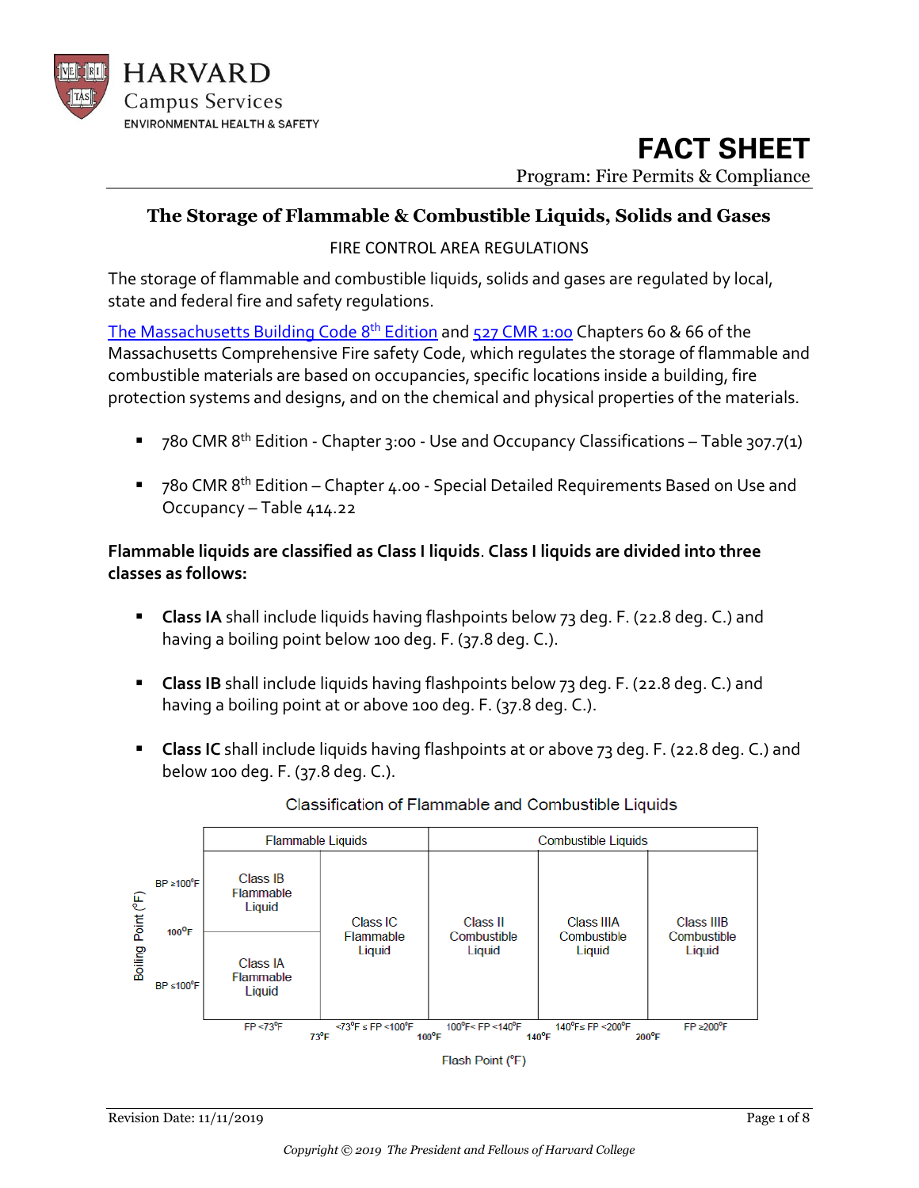HARVARD
Campus Services
ENVIRONMENTAL HEALTH & SAFETY

# FACT SHEET

Program: Fire Permits & Compliance

## The Storage of Flammable & Combustible Liquids, Solids and Gases

FIRE CONTROL AREA REGULATIONS

The storage of flammable and combustible liquids, solids and gases are regulated by local, state and federal fire and safety regulations.

[The Massachusetts Building Code 8th Edition](#) and [527 CMR 1:00](#) Chapters 60 & 66 of the Massachusetts Comprehensive Fire safety Code, which regulates the storage of flammable and combustible materials are based on occupancies, specific locations inside a building, fire protection systems and designs, and on the chemical and physical properties of the materials.

- 780 CMR 8th Edition - Chapter 3:00 - Use and Occupancy Classifications – Table 307.7(1)
- 780 CMR 8th Edition – Chapter 4.00 - Special Detailed Requirements Based on Use and Occupancy – Table 414.22

**Flammable liquids are classified as Class I liquids**. **Class I liquids are divided into three classes as follows:**

- **Class IA** shall include liquids having flashpoints below 73 deg. F. (22.8 deg. C.) and having a boiling point below 100 deg. F. (37.8 deg. C.).
- **Class IB** shall include liquids having flashpoints below 73 deg. F. (22.8 deg. C.) and having a boiling point at or above 100 deg. F. (37.8 deg. C.).
- **Class IC** shall include liquids having flashpoints at or above 73 deg. F. (22.8 deg. C.) and below 100 deg. F. (37.8 deg. C.).

Classification of Flammable and Combustible Liquids

| Boiling Point (°F) | Flammable Liquids | | Combustible Liquids | | |
|---|---|---|---|---|---|
| BP ≥100°F | Class IB Flammable Liquid | Class IC Flammable Liquid | Class II Combustible Liquid | Class IIIA Combustible Liquid | Class IIIB Combustible Liquid |
| BP ≤100°F | Class IA Flammable Liquid | | | | |
| Flash Point (°F) | FP <73°F | <73°F ≤ FP <100°F | 100°F< FP <140°F | 140°F≤ FP <200°F | FP ≥200°F |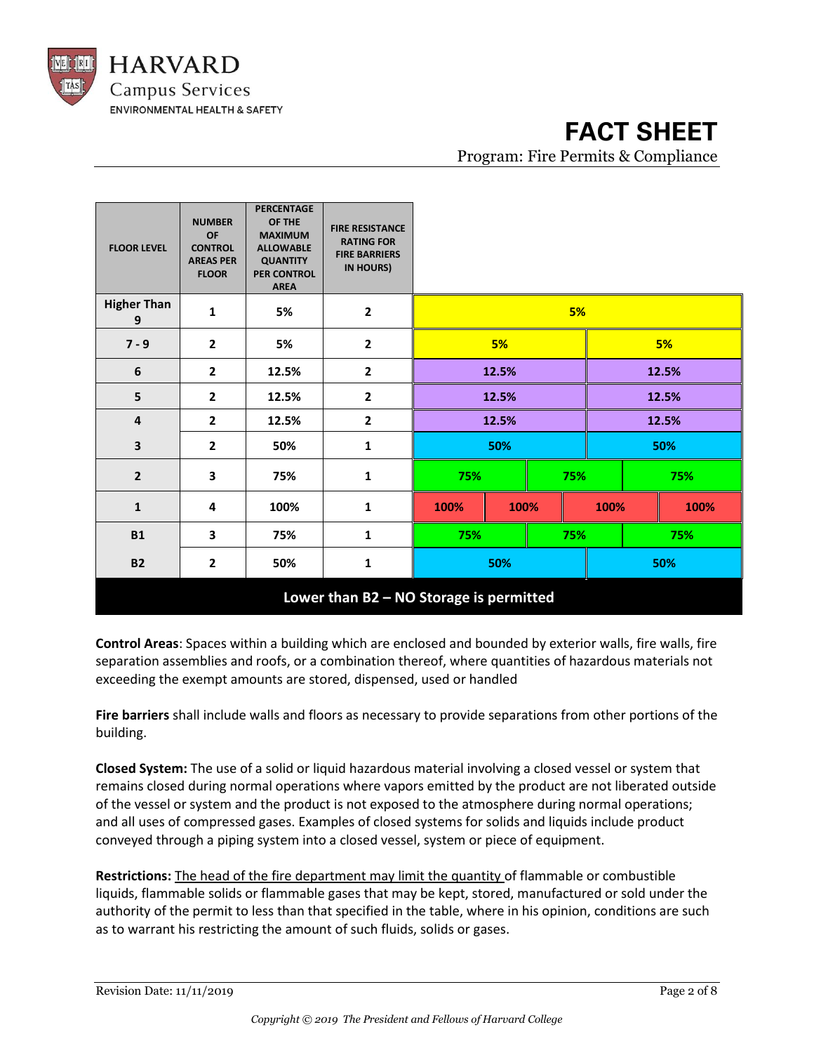| FLOOR LEVEL | NUMBER OF CONTROL AREAS PER FLOOR | PERCENTAGE OF THE MAXIMUM ALLOWABLE QUANTITY PER CONTROL AREA | FIRE RESISTANCE RATING FOR FIRE BARRIERS IN HOURS) | | | | |
|---|---|---|---|---|---|---|---|
| **Higher Than 9** | **1** | **5%** | **2** | **5%** | | | |
| **7 - 9** | **2** | **5%** | **2** | **5%** | **5%** | | |
| **6** | **2** | **12.5%** | **2** | **12.5%** | **12.5%** | | |
| **5** | **2** | **12.5%** | **2** | **12.5%** | **12.5%** | | |
| **4** | **2** | **12.5%** | **2** | **12.5%** | **12.5%** | | |
| **3** | **2** | **50%** | **1** | **50%** | **50%** | | |
| **2** | **3** | **75%** | **1** | **75%** | **75%** | **75%** | |
| **1** | **4** | **100%** | **1** | **100%** | **100%** | **100%** | **100%** |
| **B1** | **3** | **75%** | **1** | **75%** | **75%** | **75%** | |
| **B2** | **2** | **50%** | **1** | **50%** | **50%** | | |
| **Lower than B2 – NO Storage is permitted** | | | | | | | |

**Control Areas**: Spaces within a building which are enclosed and bounded by exterior walls, fire walls, fire separation assemblies and roofs, or a combination thereof, where quantities of hazardous materials not exceeding the exempt amounts are stored, dispensed, used or handled

**Fire barriers** shall include walls and floors as necessary to provide separations from other portions of the building.

**Closed System:** The use of a solid or liquid hazardous material involving a closed vessel or system that remains closed during normal operations where vapors emitted by the product are not liberated outside of the vessel or system and the product is not exposed to the atmosphere during normal operations; and all uses of compressed gases. Examples of closed systems for solids and liquids include product conveyed through a piping system into a closed vessel, system or piece of equipment.

**Restrictions:** The head of the fire department may limit the quantity of flammable or combustible liquids, flammable solids or flammable gases that may be kept, stored, manufactured or sold under the authority of the permit to less than that specified in the table, where in his opinion, conditions are such as to warrant his restricting the amount of such fluids, solids or gases.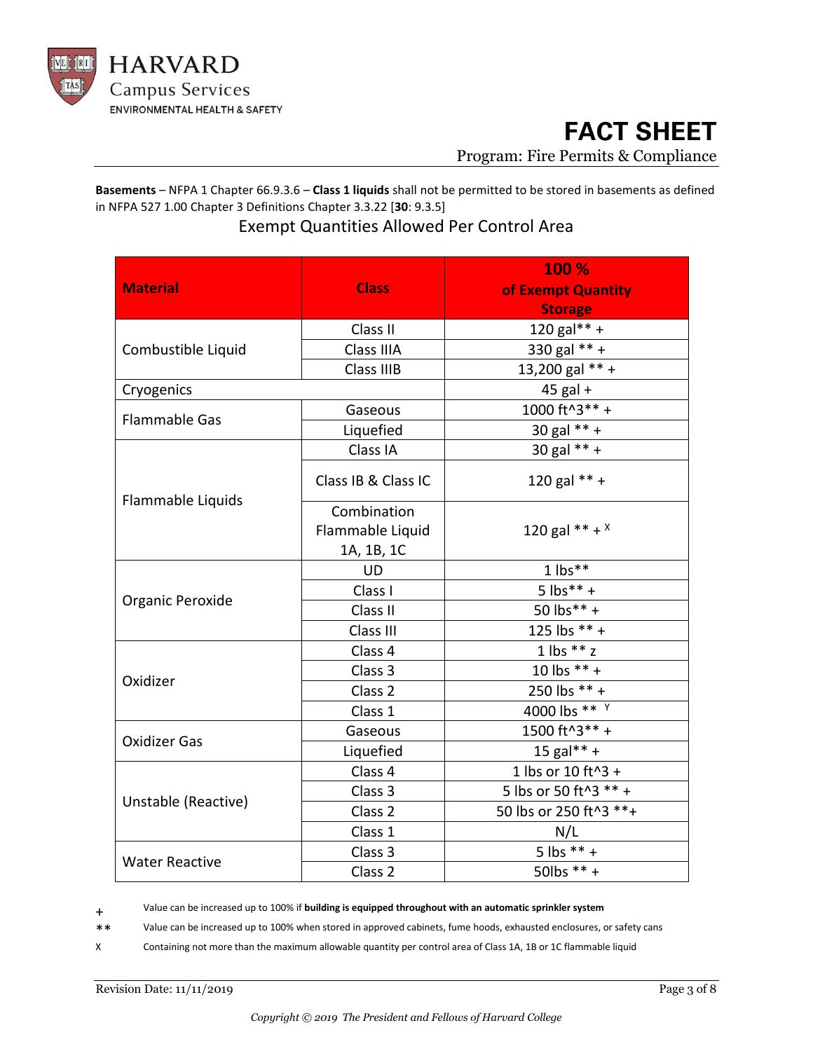**Basements** – NFPA 1 Chapter 66.9.3.6 – **Class 1 liquids** shall not be permitted to be stored in basements as defined in NFPA 527 1.00 Chapter 3 Definitions Chapter 3.3.22 [**30**: 9.3.5]

## Exempt Quantities Allowed Per Control Area

| Material | Class | 100 % of Exempt Quantity Storage |
|---|---|---|
| Combustible Liquid | Class II | 120 gal** + |
| | Class IIIA | 330 gal ** + |
| | Class IIIB | 13,200 gal ** + |
| Cryogenics | | 45 gal + |
| Flammable Gas | Gaseous | 1000 ft^3** + |
| | Liquefied | 30 gal ** + |
| Flammable Liquids | Class IA | 30 gal ** + |
| | Class IB & Class IC | 120 gal ** + |
| | Combination Flammable Liquid 1A, 1B, 1C | 120 gal ** + X |
| Organic Peroxide | UD | 1 lbs** |
| | Class I | 5 lbs** + |
| | Class II | 50 lbs** + |
| | Class III | 125 lbs ** + |
| Oxidizer | Class 4 | 1 lbs ** z |
| | Class 3 | 10 lbs ** + |
| | Class 2 | 250 lbs ** + |
| | Class 1 | 4000 lbs ** Y |
| Oxidizer Gas | Gaseous | 1500 ft^3** + |
| | Liquefied | 15 gal** + |
| Unstable (Reactive) | Class 4 | 1 lbs or 10 ft^3 + |
| | Class 3 | 5 lbs or 50 ft^3 ** + |
| | Class 2 | 50 lbs or 250 ft^3 **+ |
| | Class 1 | N/L |
| Water Reactive | Class 3 | 5 lbs ** + |
| | Class 2 | 50lbs ** + |

+ Value can be increased up to 100% if **building is equipped throughout with an automatic sprinkler system**

** Value can be increased up to 100% when stored in approved cabinets, fume hoods, exhausted enclosures, or safety cans

X Containing not more than the maximum allowable quantity per control area of Class 1A, 1B or 1C flammable liquid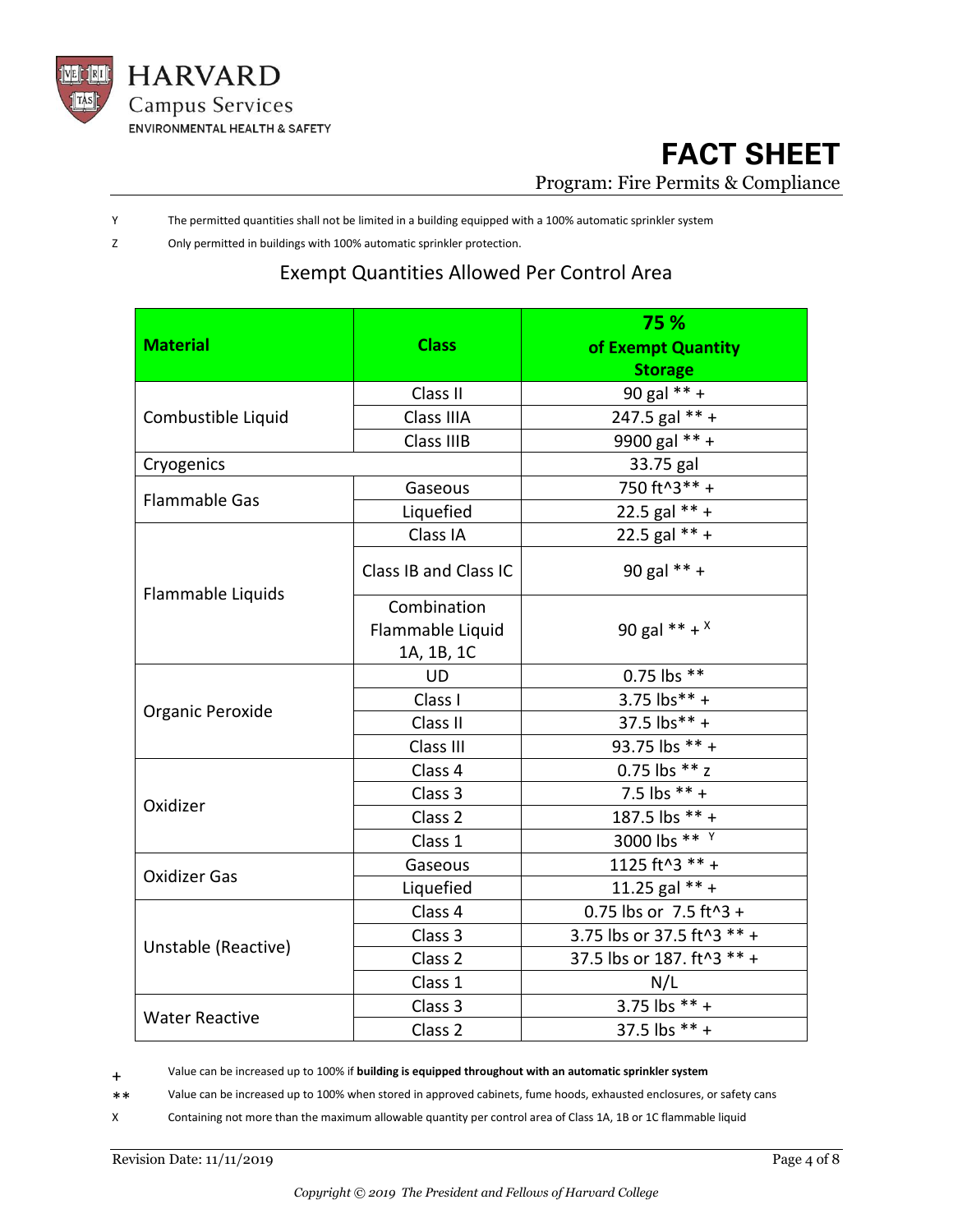Y The permitted quantities shall not be limited in a building equipped with a 100% automatic sprinkler system

Z Only permitted in buildings with 100% automatic sprinkler protection.

## Exempt Quantities Allowed Per Control Area

| Material | Class | 75 % of Exempt Quantity Storage |
|---|---|---|
| Combustible Liquid | Class II | 90 gal ** + |
| | Class IIIA | 247.5 gal ** + |
| | Class IIIB | 9900 gal ** + |
| Cryogenics | | 33.75 gal |
| Flammable Gas | Gaseous | 750 ft^3** + |
| | Liquefied | 22.5 gal ** + |
| Flammable Liquids | Class IA | 22.5 gal ** + |
| | Class IB and Class IC | 90 gal ** + |
| | Combination Flammable Liquid 1A, 1B, 1C | 90 gal ** + X |
| Organic Peroxide | UD | 0.75 lbs ** |
| | Class I | 3.75 lbs** + |
| | Class II | 37.5 lbs** + |
| | Class III | 93.75 lbs ** + |
| Oxidizer | Class 4 | 0.75 lbs ** z |
| | Class 3 | 7.5 lbs ** + |
| | Class 2 | 187.5 lbs ** + |
| | Class 1 | 3000 lbs ** Y |
| Oxidizer Gas | Gaseous | 1125 ft^3 ** + |
| | Liquefied | 11.25 gal ** + |
| Unstable (Reactive) | Class 4 | 0.75 lbs or 7.5 ft^3 + |
| | Class 3 | 3.75 lbs or 37.5 ft^3 ** + |
| | Class 2 | 37.5 lbs or 187. ft^3 ** + |
| | Class 1 | N/L |
| Water Reactive | Class 3 | 3.75 lbs ** + |
| | Class 2 | 37.5 lbs ** + |

\+ Value can be increased up to 100% if **building is equipped throughout with an automatic sprinkler system**

** Value can be increased up to 100% when stored in approved cabinets, fume hoods, exhausted enclosures, or safety cans

X Containing not more than the maximum allowable quantity per control area of Class 1A, 1B or 1C flammable liquid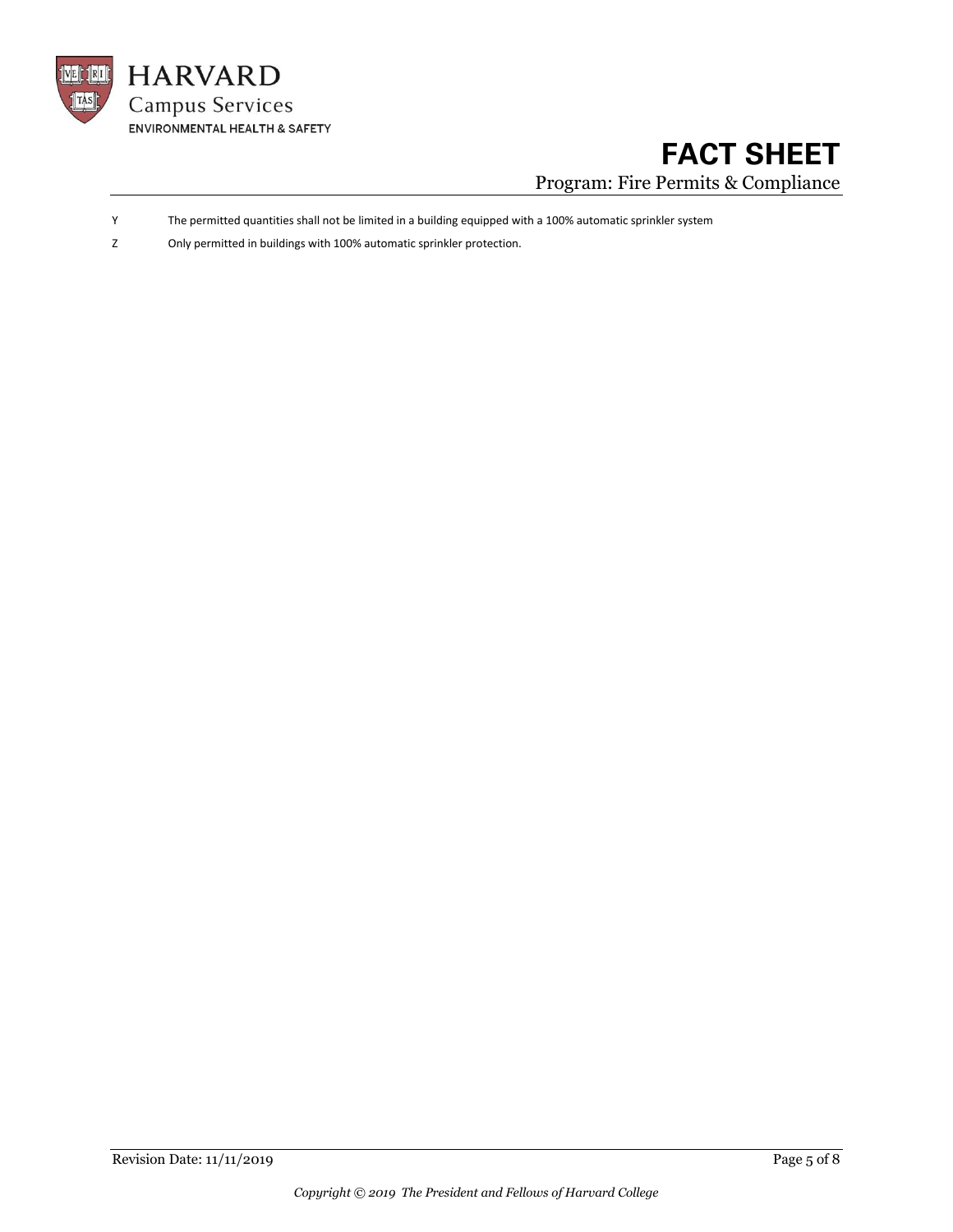| | |
|---|---|
| Y | The permitted quantities shall not be limited in a building equipped with a 100% automatic sprinkler system |
| Z | Only permitted in buildings with 100% automatic sprinkler protection. |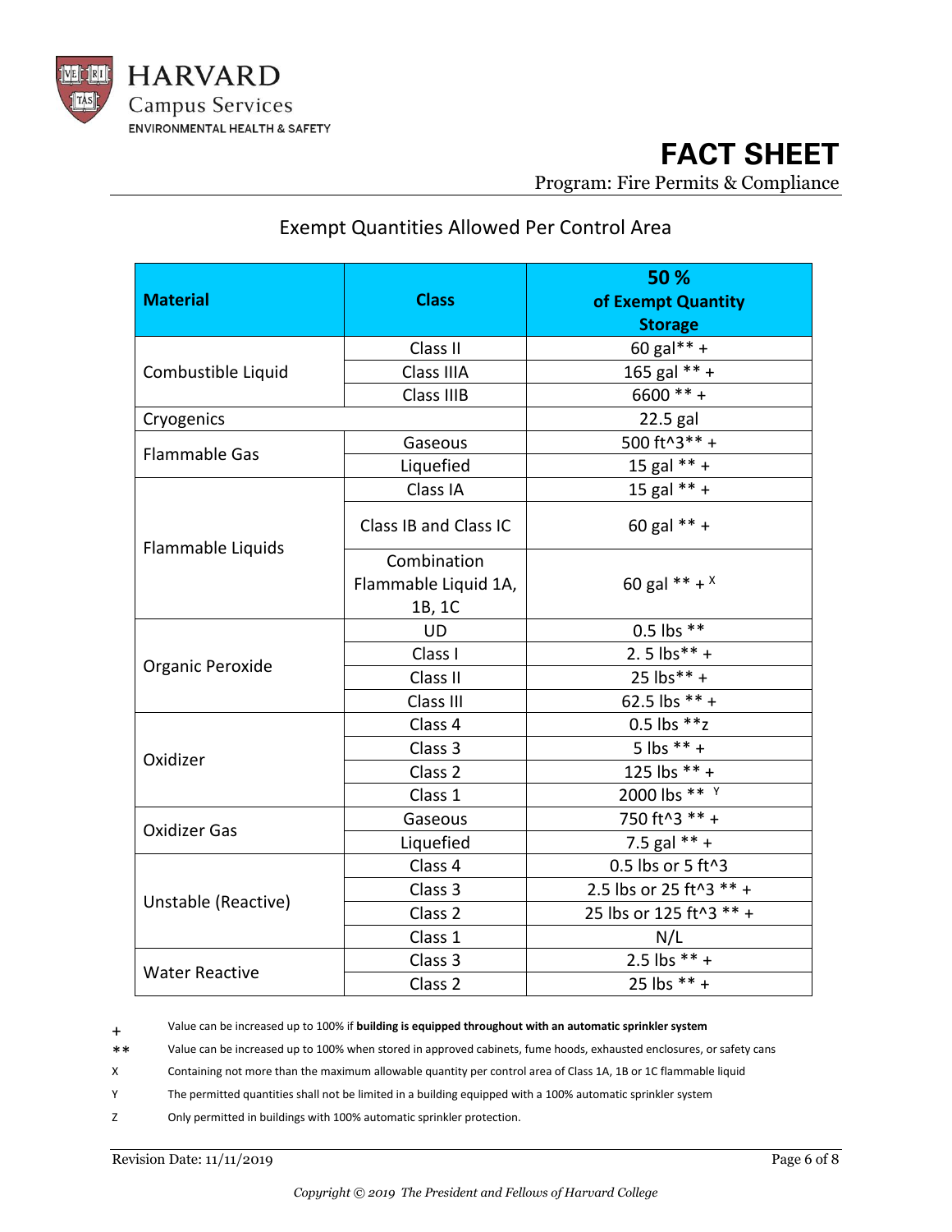HARVARD
Campus Services
ENVIRONMENTAL HEALTH & SAFETY

# FACT SHEET

Program: Fire Permits & Compliance

## Exempt Quantities Allowed Per Control Area

| Material | Class | 50 % of Exempt Quantity Storage |
|---|---|---|
| Combustible Liquid | Class II | 60 gal** + |
| | Class IIIA | 165 gal ** + |
| | Class IIIB | 6600 ** + |
| Cryogenics | | 22.5 gal |
| Flammable Gas | Gaseous | 500 ft^3** + |
| | Liquefied | 15 gal ** + |
| Flammable Liquids | Class IA | 15 gal ** + |
| | Class IB and Class IC | 60 gal ** + |
| | Combination Flammable Liquid 1A, 1B, 1C | 60 gal ** + X |
| Organic Peroxide | UD | 0.5 lbs ** |
| | Class I | 2. 5 lbs** + |
| | Class II | 25 lbs** + |
| | Class III | 62.5 lbs ** + |
| Oxidizer | Class 4 | 0.5 lbs **z |
| | Class 3 | 5 lbs ** + |
| | Class 2 | 125 lbs ** + |
| | Class 1 | 2000 lbs ** Y |
| Oxidizer Gas | Gaseous | 750 ft^3 ** + |
| | Liquefied | 7.5 gal ** + |
| Unstable (Reactive) | Class 4 | 0.5 lbs or 5 ft^3 |
| | Class 3 | 2.5 lbs or 25 ft^3 ** + |
| | Class 2 | 25 lbs or 125 ft^3 ** + |
| | Class 1 | N/L |
| Water Reactive | Class 3 | 2.5 lbs ** + |
| | Class 2 | 25 lbs ** + |

+ Value can be increased up to 100% if **building is equipped throughout with an automatic sprinkler system**

** Value can be increased up to 100% when stored in approved cabinets, fume hoods, exhausted enclosures, or safety cans

X Containing not more than the maximum allowable quantity per control area of Class 1A, 1B or 1C flammable liquid

Y The permitted quantities shall not be limited in a building equipped with a 100% automatic sprinkler system

Z Only permitted in buildings with 100% automatic sprinkler protection.

Revision Date: 11/11/2019

*Copyright © 2019 The President and Fellows of Harvard College*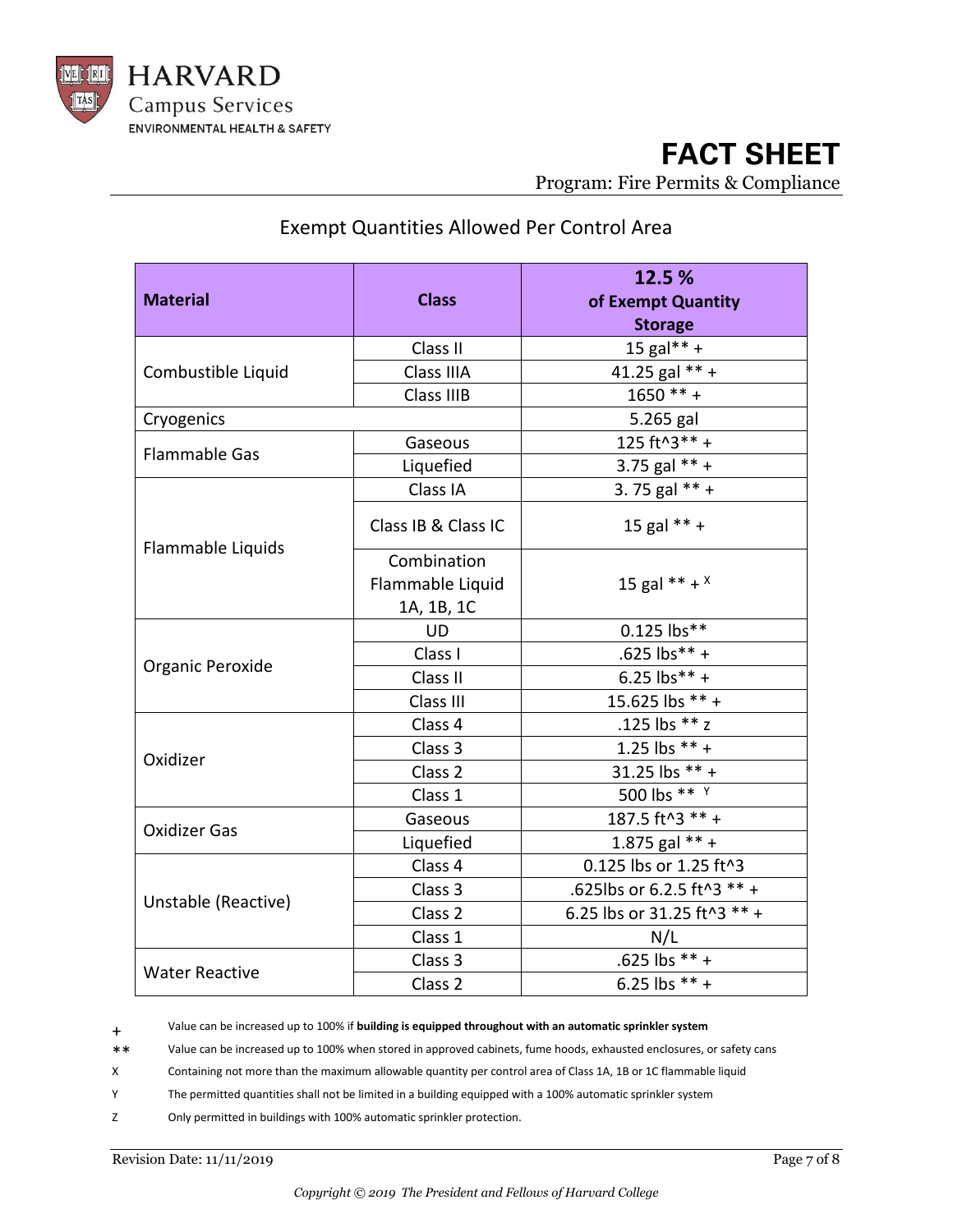## FACT SHEET

Program: Fire Permits & Compliance

### Exempt Quantities Allowed Per Control Area

| Material | Class | 12.5 % of Exempt Quantity Storage |
|---|---|---|
| Combustible Liquid | Class II | 15 gal** + |
| | Class IIIA | 41.25 gal ** + |
| | Class IIIB | 1650 ** + |
| Cryogenics | | 5.265 gal |
| Flammable Gas | Gaseous | 125 ft^3** + |
| | Liquefied | 3.75 gal ** + |
| Flammable Liquids | Class IA | 3. 75 gal ** + |
| | Class IB & Class IC | 15 gal ** + |
| | Combination Flammable Liquid 1A, 1B, 1C | 15 gal ** + [X] |
| Organic Peroxide | UD | 0.125 lbs** |
| | Class I | .625 lbs** + |
| | Class II | 6.25 lbs** + |
| | Class III | 15.625 lbs ** + |
| Oxidizer | Class 4 | .125 lbs ** z |
| | Class 3 | 1.25 lbs ** + |
| | Class 2 | 31.25 lbs ** + |
| | Class 1 | 500 lbs ** [Y] |
| Oxidizer Gas | Gaseous | 187.5 ft^3 ** + |
| | Liquefied | 1.875 gal ** + |
| Unstable (Reactive) | Class 4 | 0.125 lbs or 1.25 ft^3 |
| | Class 3 | .625lbs or 6.2.5 ft^3 ** + |
| | Class 2 | 6.25 lbs or 31.25 ft^3 ** + |
| | Class 1 | N/L |
| Water Reactive | Class 3 | .625 lbs ** + |
| | Class 2 | 6.25 lbs ** + |

+ Value can be increased up to 100% if **building is equipped throughout with an automatic sprinkler system**

** Value can be increased up to 100% when stored in approved cabinets, fume hoods, exhausted enclosures, or safety cans

X Containing not more than the maximum allowable quantity per control area of Class 1A, 1B or 1C flammable liquid

Y The permitted quantities shall not be limited in a building equipped with a 100% automatic sprinkler system

Z Only permitted in buildings with 100% automatic sprinkler protection.

Revision Date: 11/11/2019

*Copyright © 2019 The President and Fellows of Harvard College*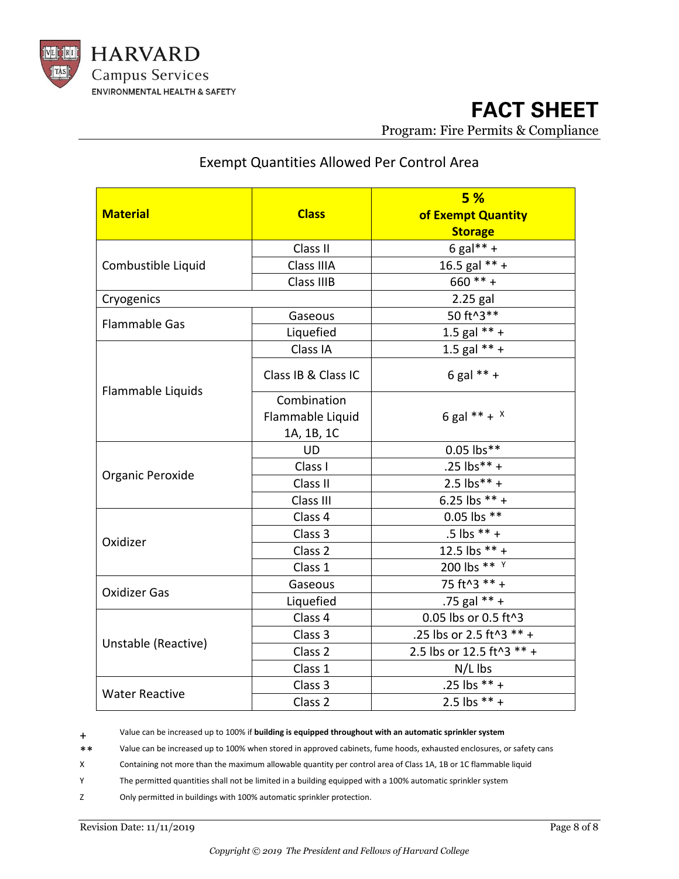HARVARD
Campus Services
ENVIRONMENTAL HEALTH & SAFETY

# FACT SHEET

Program: Fire Permits & Compliance

## Exempt Quantities Allowed Per Control Area

| **Material** | **Class** | **5 % of Exempt Quantity Storage** |
|---|---|---|
| Combustible Liquid | Class II | 6 gal** + |
| | Class IIIA | 16.5 gal ** + |
| | Class IIIB | 660 ** + |
| Cryogenics | | 2.25 gal |
| Flammable Gas | Gaseous | 50 ft^3** |
| | Liquefied | 1.5 gal ** + |
| Flammable Liquids | Class IA | 1.5 gal ** + |
| | Class IB & Class IC | 6 gal ** + |
| | Combination Flammable Liquid 1A, 1B, 1C | 6 gal ** + X |
| Organic Peroxide | UD | 0.05 lbs** |
| | Class I | .25 lbs** + |
| | Class II | 2.5 lbs** + |
| | Class III | 6.25 lbs ** + |
| Oxidizer | Class 4 | 0.05 lbs ** |
| | Class 3 | .5 lbs ** + |
| | Class 2 | 12.5 lbs ** + |
| | Class 1 | 200 lbs ** Y |
| Oxidizer Gas | Gaseous | 75 ft^3 ** + |
| | Liquefied | .75 gal ** + |
| Unstable (Reactive) | Class 4 | 0.05 lbs or 0.5 ft^3 |
| | Class 3 | .25 lbs or 2.5 ft^3 ** + |
| | Class 2 | 2.5 lbs or 12.5 ft^3 ** + |
| | Class 1 | N/L lbs |
| Water Reactive | Class 3 | .25 lbs ** + |
| | Class 2 | 2.5 lbs ** + |

\+ Value can be increased up to 100% if **building is equipped throughout with an automatic sprinkler system**

** Value can be increased up to 100% when stored in approved cabinets, fume hoods, exhausted enclosures, or safety cans

X Containing not more than the maximum allowable quantity per control area of Class 1A, 1B or 1C flammable liquid

Y The permitted quantities shall not be limited in a building equipped with a 100% automatic sprinkler system

Z Only permitted in buildings with 100% automatic sprinkler protection.

Revision Date: 11/11/2019

*Copyright © 2019 The President and Fellows of Harvard College*